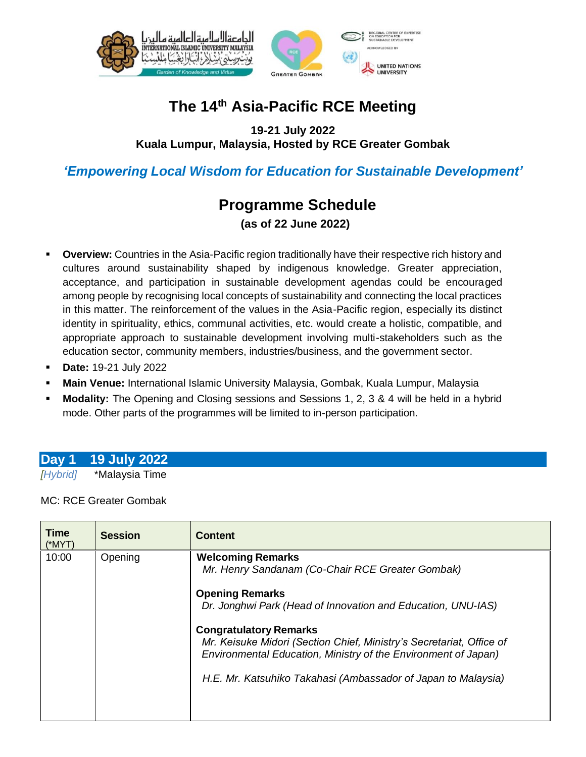# The 14th Asia-Pacific RCE Meeting

**19-21 July 2022**
**Kuala Lumpur, Malaysia, Hosted by RCE Greater Gombak**

***'Empowering Local Wisdom for Education for Sustainable Development'***

## Programme Schedule

**(as of 22 June 2022)**

- **Overview:** Countries in the Asia-Pacific region traditionally have their respective rich history and cultures around sustainability shaped by indigenous knowledge. Greater appreciation, acceptance, and participation in sustainable development agendas could be encouraged among people by recognising local concepts of sustainability and connecting the local practices in this matter. The reinforcement of the values in the Asia-Pacific region, especially its distinct identity in spirituality, ethics, communal activities, etc. would create a holistic, compatible, and appropriate approach to sustainable development involving multi-stakeholders such as the education sector, community members, industries/business, and the government sector.
- **Date:** 19-21 July 2022
- **Main Venue:** International Islamic University Malaysia, Gombak, Kuala Lumpur, Malaysia
- **Modality:** The Opening and Closing sessions and Sessions 1, 2, 3 & 4 will be held in a hybrid mode. Other parts of the programmes will be limited to in-person participation.

## Day 1 19 July 2022

*[Hybrid]* *Malaysia Time

MC: RCE Greater Gombak

| Time (*MYT) | Session | Content |
|---|---|---|
| 10:00 | Opening | **Welcoming Remarks**<br>*Mr. Henry Sandanam (Co-Chair RCE Greater Gombak)*<br><br>**Opening Remarks**<br>*Dr. Jonghwi Park (Head of Innovation and Education, UNU-IAS)*<br><br>**Congratulatory Remarks**<br>*Mr. Keisuke Midori (Section Chief, Ministry's Secretariat, Office of Environmental Education, Ministry of the Environment of Japan)*<br><br>*H.E. Mr. Katsuhiko Takahasi (Ambassador of Japan to Malaysia)* |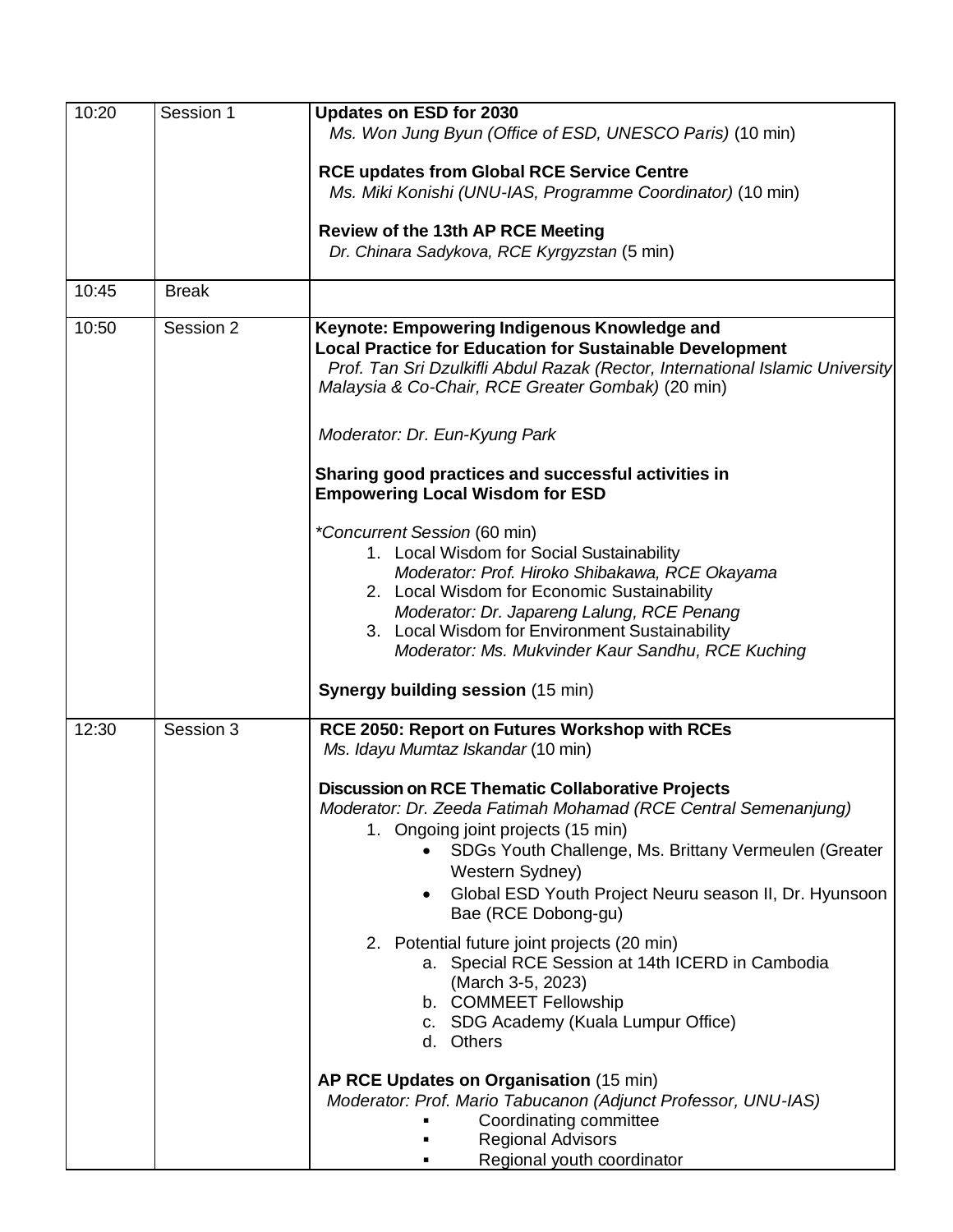| | | |
|---|---|---|
| 10:20 | Session 1 | **Updates on ESD for 2030**<br>*Ms. Won Jung Byun (Office of ESD, UNESCO Paris)* (10 min)<br><br>**RCE updates from Global RCE Service Centre**<br>*Ms. Miki Konishi (UNU-IAS, Programme Coordinator)* (10 min)<br><br>**Review of the 13th AP RCE Meeting**<br>*Dr. Chinara Sadykova, RCE Kyrgyzstan* (5 min) |
| 10:45 | Break | |
| 10:50 | Session 2 | **Keynote: Empowering Indigenous Knowledge and Local Practice for Education for Sustainable Development**<br>*Prof. Tan Sri Dzulkifli Abdul Razak (Rector, International Islamic University Malaysia & Co-Chair, RCE Greater Gombak)* (20 min)<br><br>*Moderator: Dr. Eun-Kyung Park*<br><br>**Sharing good practices and successful activities in Empowering Local Wisdom for ESD**<br><br>*\*Concurrent Session* (60 min)<br>1. Local Wisdom for Social Sustainability<br>*Moderator: Prof. Hiroko Shibakawa, RCE Okayama*<br>2. Local Wisdom for Economic Sustainability<br>*Moderator: Dr. Japareng Lalung, RCE Penang*<br>3. Local Wisdom for Environment Sustainability<br>*Moderator: Ms. Mukvinder Kaur Sandhu, RCE Kuching*<br><br>**Synergy building session** (15 min) |
| 12:30 | Session 3 | **RCE 2050: Report on Futures Workshop with RCEs**<br>*Ms. Idayu Mumtaz Iskandar* (10 min)<br><br>**Discussion on RCE Thematic Collaborative Projects**<br>*Moderator: Dr. Zeeda Fatimah Mohamad (RCE Central Semenanjung)*<br>1. Ongoing joint projects (15 min)<br>• SDGs Youth Challenge, Ms. Brittany Vermeulen (Greater Western Sydney)<br>• Global ESD Youth Project Neuru season II, Dr. Hyunsoon Bae (RCE Dobong-gu)<br><br>2. Potential future joint projects (20 min)<br>a. Special RCE Session at 14th ICERD in Cambodia (March 3-5, 2023)<br>b. COMMEET Fellowship<br>c. SDG Academy (Kuala Lumpur Office)<br>d. Others<br><br>**AP RCE Updates on Organisation** (15 min)<br>*Moderator: Prof. Mario Tabucanon (Adjunct Professor, UNU-IAS)*<br>▪ Coordinating committee<br>▪ Regional Advisors<br>▪ Regional youth coordinator |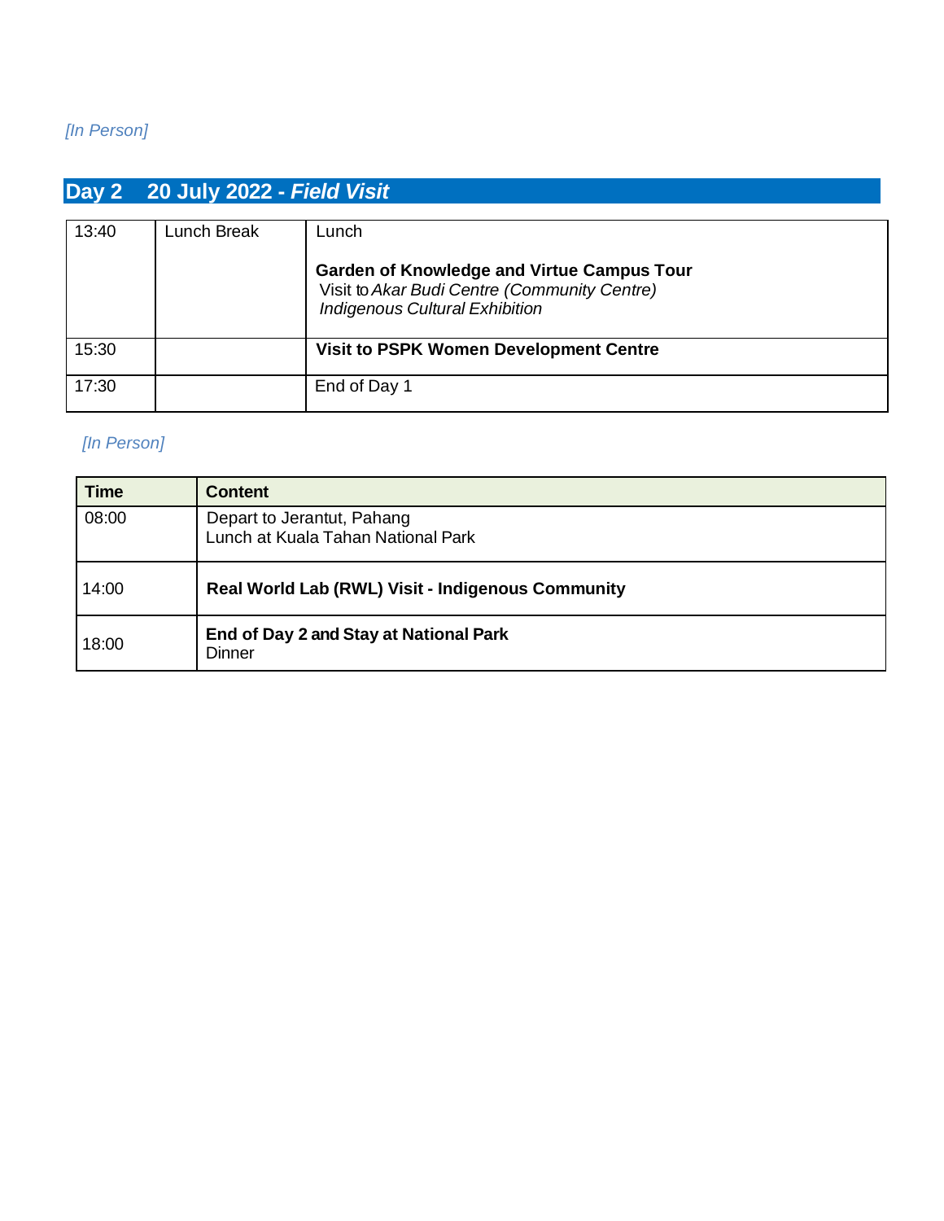*[In Person]*

## Day 2 20 July 2022 - *Field Visit*

| 13:40 | Lunch Break | Lunch<br><br>**Garden of Knowledge and Virtue Campus Tour**<br>Visit to *Akar Budi Centre (Community Centre)*<br>*Indigenous Cultural Exhibition* |
|---|---|---|
| 15:30 | | **Visit to PSPK Women Development Centre** |
| 17:30 | | End of Day 1 |

*[In Person]*

| Time | Content |
|---|---|
| 08:00 | Depart to Jerantut, Pahang<br>Lunch at Kuala Tahan National Park |
| 14:00 | **Real World Lab (RWL) Visit - Indigenous Community** |
| 18:00 | **End of Day 2 and Stay at National Park**<br>Dinner |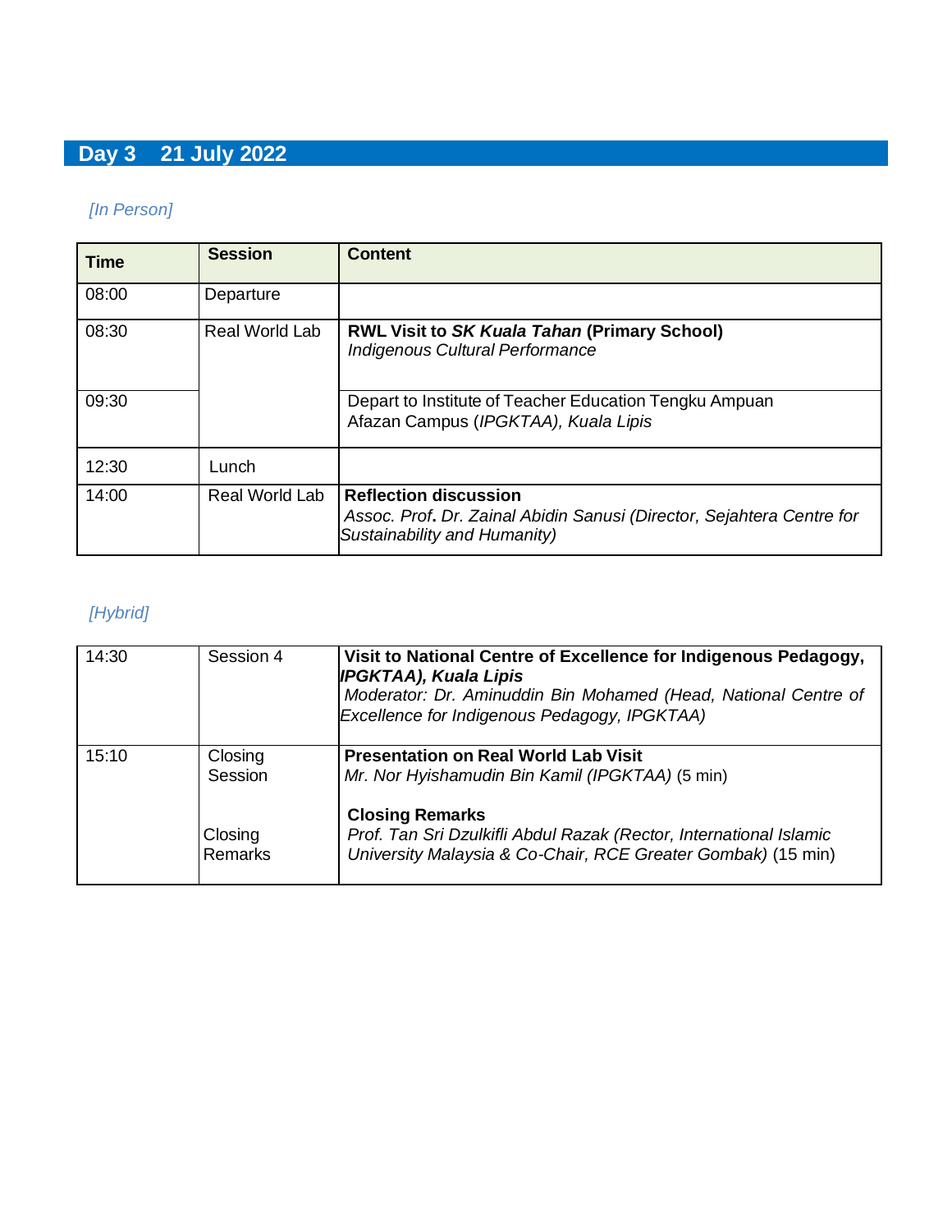## Day 3 21 July 2022

*[In Person]*

| Time | Session | Content |
| --- | --- | --- |
| 08:00 | Departure | |
| 08:30 | Real World Lab | **RWL Visit to *SK Kuala Tahan* (Primary School)**<br>*Indigenous Cultural Performance* |
| 09:30 | | Depart to Institute of Teacher Education Tengku Ampuan Afazan Campus (*IPGKTAA), Kuala Lipis* |
| 12:30 | Lunch | |
| 14:00 | Real World Lab | **Reflection discussion**<br>*Assoc. Prof. Dr. Zainal Abidin Sanusi (Director, Sejahtera Centre for Sustainability and Humanity)* |

*[Hybrid]*

| | | |
| --- | --- | --- |
| 14:30 | Session 4 | **Visit to National Centre of Excellence for Indigenous Pedagogy, *IPGKTAA), Kuala Lipis***<br>*Moderator: Dr. Aminuddin Bin Mohamed (Head, National Centre of Excellence for Indigenous Pedagogy, IPGKTAA)* |
| 15:10 | Closing Session<br><br>Closing Remarks | **Presentation on Real World Lab Visit**<br>*Mr. Nor Hyishamudin Bin Kamil (IPGKTAA)* (5 min)<br><br>**Closing Remarks**<br>*Prof. Tan Sri Dzulkifli Abdul Razak (Rector, International Islamic University Malaysia & Co-Chair, RCE Greater Gombak)* (15 min) |